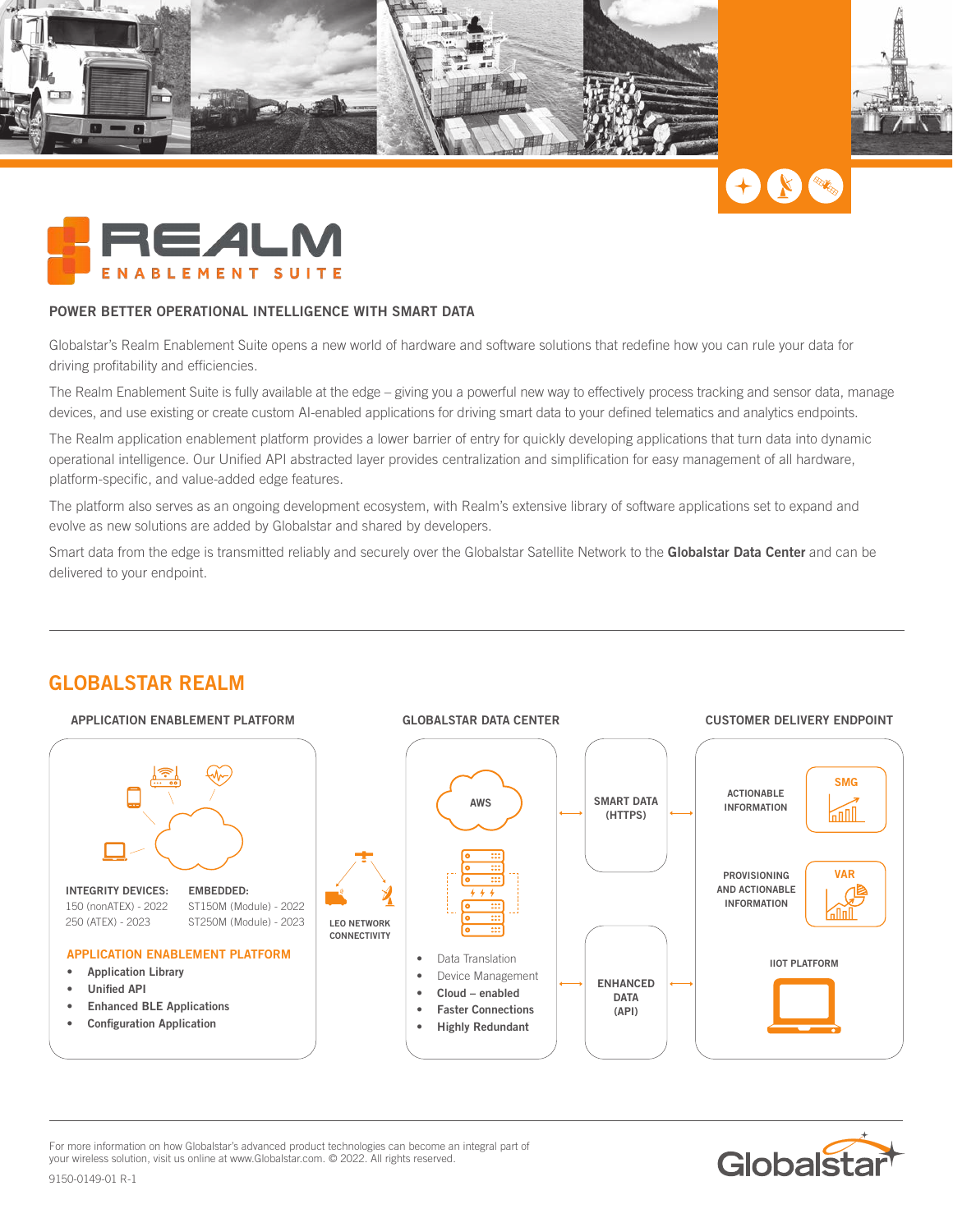# REALM

ENABLEMENT SUITE

## POWER BETTER OPERATIONAL INTELLIGENCE WITH SMART DATA

Globalstar's Realm Enablement Suite opens a new world of hardware and software solutions that redefine how you can rule your data for driving profitability and efficiencies.

The Realm Enablement Suite is fully available at the edge – giving you a powerful new way to effectively process tracking and sensor data, manage devices, and use existing or create custom AI-enabled applications for driving smart data to your defined telematics and analytics endpoints.

The Realm application enablement platform provides a lower barrier of entry for quickly developing applications that turn data into dynamic operational intelligence. Our Unified API abstracted layer provides centralization and simplification for easy management of all hardware, platform-specific, and value-added edge features.

The platform also serves as an ongoing development ecosystem, with Realm's extensive library of software applications set to expand and evolve as new solutions are added by Globalstar and shared by developers.

Smart data from the edge is transmitted reliably and securely over the Globalstar Satellite Network to the **Globalstar Data Center** and can be delivered to your endpoint.

## GLOBALSTAR REALM

### APPLICATION ENABLEMENT PLATFORM

**INTEGRITY DEVICES:**
150 (nonATEX) - 2022
250 (ATEX) - 2023

**EMBEDDED:**
ST150M (Module) - 2022
ST250M (Module) - 2023

**APPLICATION ENABLEMENT PLATFORM**

- **Application Library**
- **Unified API**
- **Enhanced BLE Applications**
- **Configuration Application**

LEO NETWORK CONNECTIVITY

### GLOBALSTAR DATA CENTER

AWS

- Data Translation
- Device Management
- **Cloud – enabled**
- **Faster Connections**
- **Highly Redundant**

SMART DATA (HTTPS)

ENHANCED DATA (API)

### CUSTOMER DELIVERY ENDPOINT

ACTIONABLE INFORMATION — SMG

PROVISIONING AND ACTIONABLE INFORMATION — VAR

IIOT PLATFORM

---

For more information on how Globalstar's advanced product technologies can become an integral part of your wireless solution, visit us online at www.Globalstar.com. © 2022. All rights reserved.

9150-0149-01 R-1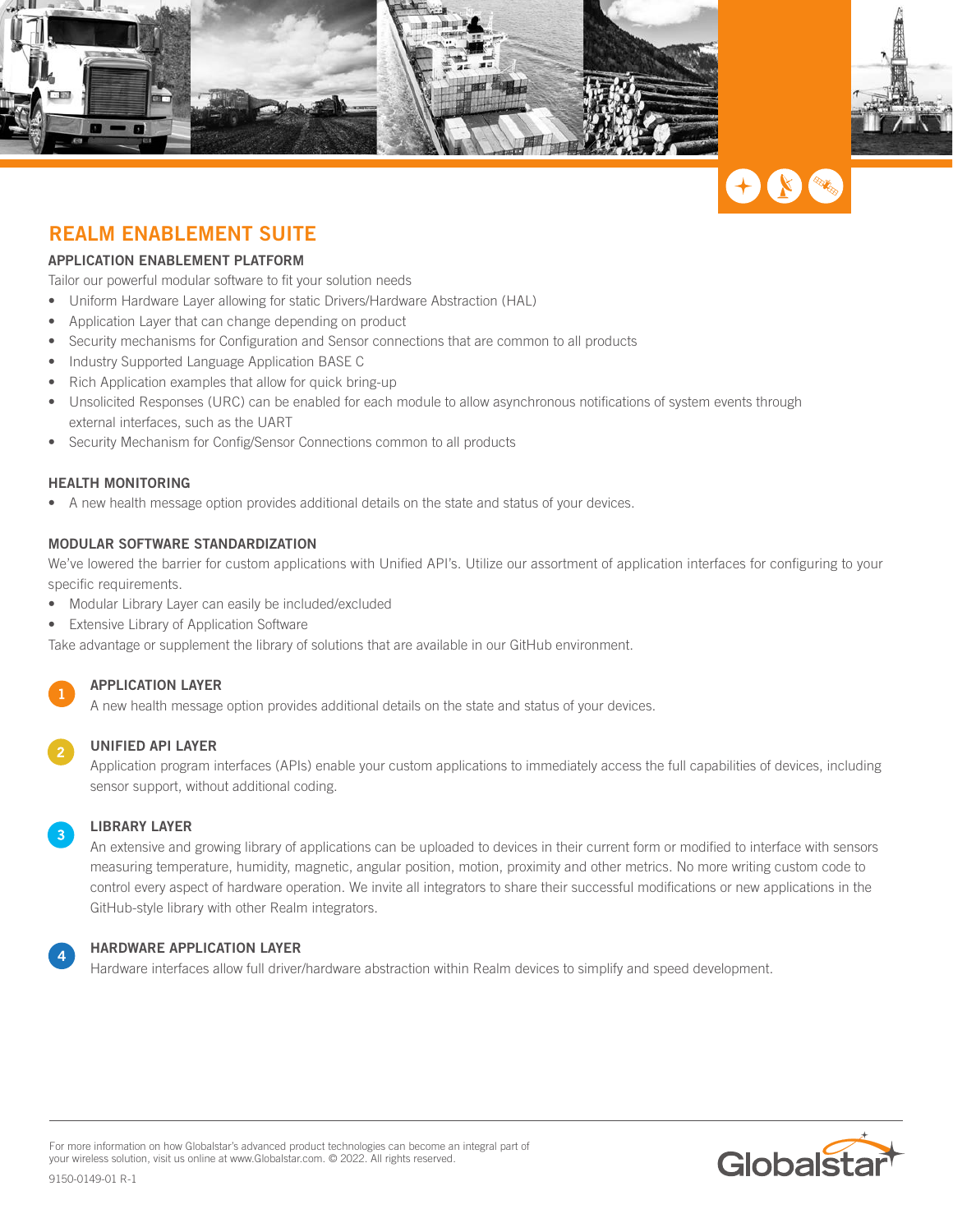## REALM ENABLEMENT SUITE

### APPLICATION ENABLEMENT PLATFORM

Tailor our powerful modular software to fit your solution needs

- Uniform Hardware Layer allowing for static Drivers/Hardware Abstraction (HAL)
- Application Layer that can change depending on product
- Security mechanisms for Configuration and Sensor connections that are common to all products
- Industry Supported Language Application BASE C
- Rich Application examples that allow for quick bring-up
- Unsolicited Responses (URC) can be enabled for each module to allow asynchronous notifications of system events through external interfaces, such as the UART
- Security Mechanism for Config/Sensor Connections common to all products

### HEALTH MONITORING

- A new health message option provides additional details on the state and status of your devices.

### MODULAR SOFTWARE STANDARDIZATION

We've lowered the barrier for custom applications with Unified API's. Utilize our assortment of application interfaces for configuring to your specific requirements.

- Modular Library Layer can easily be included/excluded
- Extensive Library of Application Software

Take advantage or supplement the library of solutions that are available in our GitHub environment.

1. **APPLICATION LAYER**
   A new health message option provides additional details on the state and status of your devices.

2. **UNIFIED API LAYER**
   Application program interfaces (APIs) enable your custom applications to immediately access the full capabilities of devices, including sensor support, without additional coding.

3. **LIBRARY LAYER**
   An extensive and growing library of applications can be uploaded to devices in their current form or modified to interface with sensors measuring temperature, humidity, magnetic, angular position, motion, proximity and other metrics. No more writing custom code to control every aspect of hardware operation. We invite all integrators to share their successful modifications or new applications in the GitHub-style library with other Realm integrators.

4. **HARDWARE APPLICATION LAYER**
   Hardware interfaces allow full driver/hardware abstraction within Realm devices to simplify and speed development.

For more information on how Globalstar's advanced product technologies can become an integral part of your wireless solution, visit us online at www.Globalstar.com. © 2022. All rights reserved.

9150-0149-01 R-1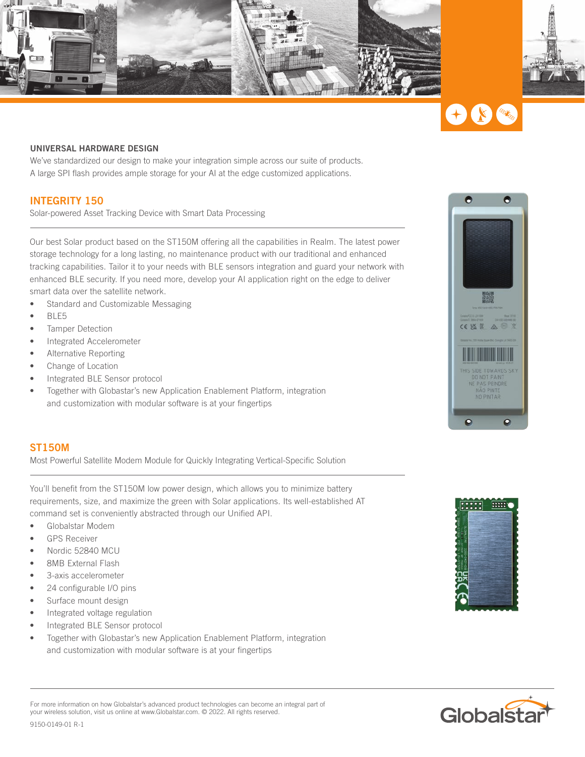## UNIVERSAL HARDWARE DESIGN

We've standardized our design to make your integration simple across our suite of products. A large SPI flash provides ample storage for your AI at the edge customized applications.

## INTEGRITY 150

Solar-powered Asset Tracking Device with Smart Data Processing

Our best Solar product based on the ST150M offering all the capabilities in Realm. The latest power storage technology for a long lasting, no maintenance product with our traditional and enhanced tracking capabilities. Tailor it to your needs with BLE sensors integration and guard your network with enhanced BLE security. If you need more, develop your AI application right on the edge to deliver smart data over the satellite network.

- Standard and Customizable Messaging
- BLE5
- Tamper Detection
- Integrated Accelerometer
- Alternative Reporting
- Change of Location
- Integrated BLE Sensor protocol
- Together with Globastar's new Application Enablement Platform, integration and customization with modular software is at your fingertips

## ST150M

Most Powerful Satellite Modem Module for Quickly Integrating Vertical-Specific Solution

You'll benefit from the ST150M low power design, which allows you to minimize battery requirements, size, and maximize the green with Solar applications. Its well-established AT command set is conveniently abstracted through our Unified API.

- Globalstar Modem
- GPS Receiver
- Nordic 52840 MCU
- 8MB External Flash
- 3-axis accelerometer
- 24 configurable I/O pins
- Surface mount design
- Integrated voltage regulation
- Integrated BLE Sensor protocol
- Together with Globastar's new Application Enablement Platform, integration and customization with modular software is at your fingertips

For more information on how Globalstar's advanced product technologies can become an integral part of your wireless solution, visit us online at www.Globalstar.com. © 2022. All rights reserved.

9150-0149-01 R-1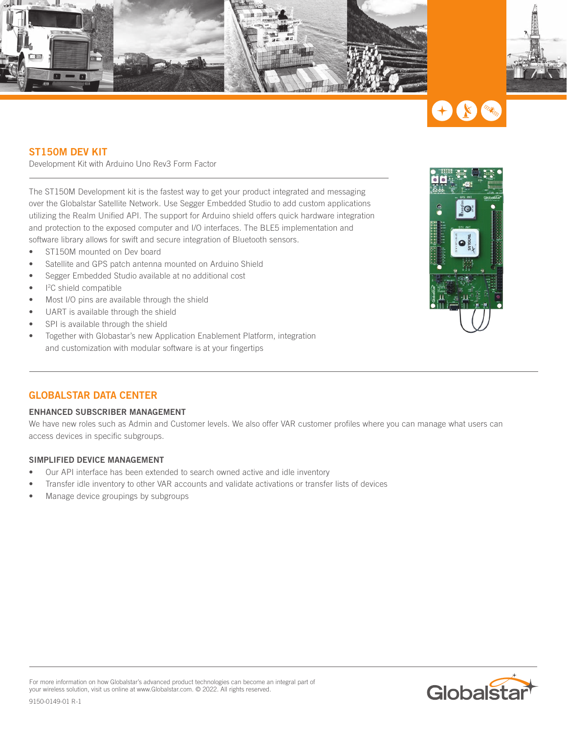## ST150M DEV KIT

Development Kit with Arduino Uno Rev3 Form Factor

The ST150M Development kit is the fastest way to get your product integrated and messaging over the Globalstar Satellite Network. Use Segger Embedded Studio to add custom applications utilizing the Realm Unified API. The support for Arduino shield offers quick hardware integration and protection to the exposed computer and I/O interfaces. The BLE5 implementation and software library allows for swift and secure integration of Bluetooth sensors.

- ST150M mounted on Dev board
- Satellite and GPS patch antenna mounted on Arduino Shield
- Segger Embedded Studio available at no additional cost
- $I^2C$ shield compatible
- Most I/O pins are available through the shield
- UART is available through the shield
- SPI is available through the shield
- Together with Globastar's new Application Enablement Platform, integration and customization with modular software is at your fingertips

## GLOBALSTAR DATA CENTER

### ENHANCED SUBSCRIBER MANAGEMENT

We have new roles such as Admin and Customer levels. We also offer VAR customer profiles where you can manage what users can access devices in specific subgroups.

### SIMPLIFIED DEVICE MANAGEMENT

- Our API interface has been extended to search owned active and idle inventory
- Transfer idle inventory to other VAR accounts and validate activations or transfer lists of devices
- Manage device groupings by subgroups

For more information on how Globalstar's advanced product technologies can become an integral part of your wireless solution, visit us online at www.Globalstar.com. © 2022. All rights reserved.

9150-0149-01 R-1